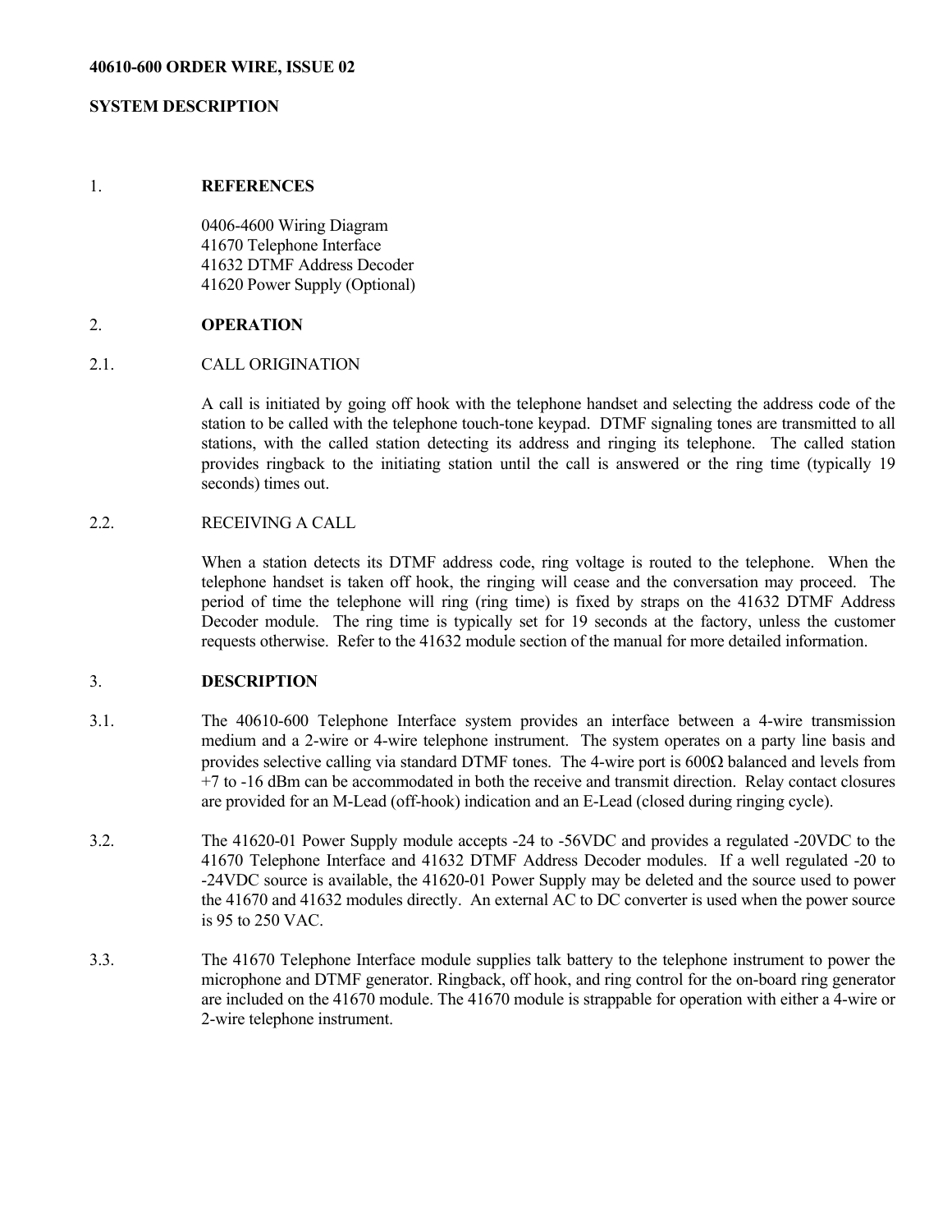**40610-600 ORDER WIRE, ISSUE 02**

**SYSTEM DESCRIPTION**

## 1. REFERENCES

0406-4600 Wiring Diagram
41670 Telephone Interface
41632 DTMF Address Decoder
41620 Power Supply (Optional)

## 2. OPERATION

### 2.1. CALL ORIGINATION

A call is initiated by going off hook with the telephone handset and selecting the address code of the station to be called with the telephone touch-tone keypad. DTMF signaling tones are transmitted to all stations, with the called station detecting its address and ringing its telephone. The called station provides ringback to the initiating station until the call is answered or the ring time (typically 19 seconds) times out.

### 2.2. RECEIVING A CALL

When a station detects its DTMF address code, ring voltage is routed to the telephone. When the telephone handset is taken off hook, the ringing will cease and the conversation may proceed. The period of time the telephone will ring (ring time) is fixed by straps on the 41632 DTMF Address Decoder module. The ring time is typically set for 19 seconds at the factory, unless the customer requests otherwise. Refer to the 41632 module section of the manual for more detailed information.

## 3. DESCRIPTION

3.1. The 40610-600 Telephone Interface system provides an interface between a 4-wire transmission medium and a 2-wire or 4-wire telephone instrument. The system operates on a party line basis and provides selective calling via standard DTMF tones. The 4-wire port is 600Ω balanced and levels from +7 to -16 dBm can be accommodated in both the receive and transmit direction. Relay contact closures are provided for an M-Lead (off-hook) indication and an E-Lead (closed during ringing cycle).

3.2. The 41620-01 Power Supply module accepts -24 to -56VDC and provides a regulated -20VDC to the 41670 Telephone Interface and 41632 DTMF Address Decoder modules. If a well regulated -20 to -24VDC source is available, the 41620-01 Power Supply may be deleted and the source used to power the 41670 and 41632 modules directly. An external AC to DC converter is used when the power source is 95 to 250 VAC.

3.3. The 41670 Telephone Interface module supplies talk battery to the telephone instrument to power the microphone and DTMF generator. Ringback, off hook, and ring control for the on-board ring generator are included on the 41670 module. The 41670 module is strappable for operation with either a 4-wire or 2-wire telephone instrument.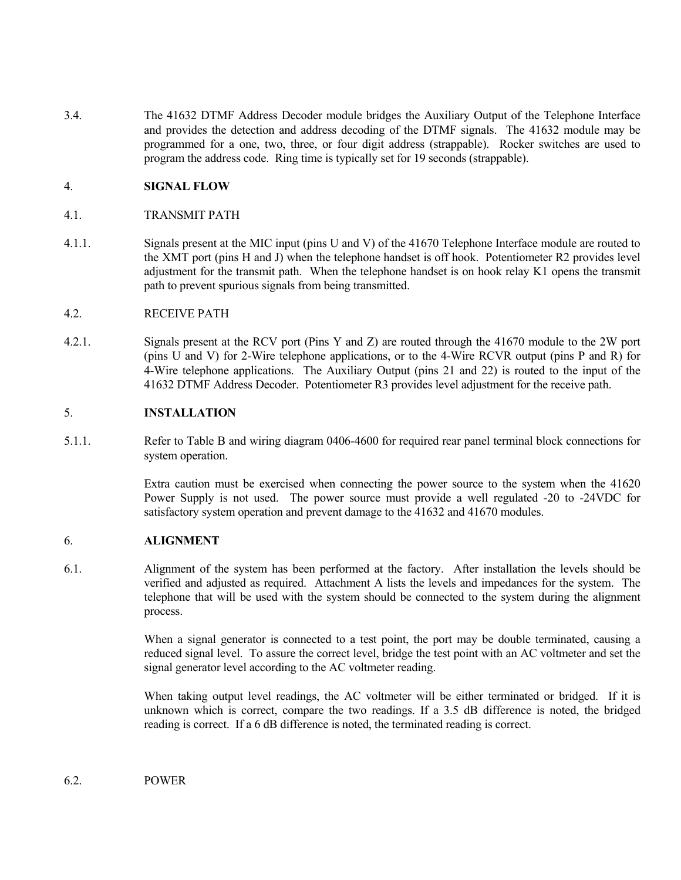3.4. The 41632 DTMF Address Decoder module bridges the Auxiliary Output of the Telephone Interface and provides the detection and address decoding of the DTMF signals. The 41632 module may be programmed for a one, two, three, or four digit address (strappable). Rocker switches are used to program the address code. Ring time is typically set for 19 seconds (strappable).

## 4. SIGNAL FLOW

### 4.1. TRANSMIT PATH

4.1.1. Signals present at the MIC input (pins U and V) of the 41670 Telephone Interface module are routed to the XMT port (pins H and J) when the telephone handset is off hook. Potentiometer R2 provides level adjustment for the transmit path. When the telephone handset is on hook relay K1 opens the transmit path to prevent spurious signals from being transmitted.

### 4.2. RECEIVE PATH

4.2.1. Signals present at the RCV port (Pins Y and Z) are routed through the 41670 module to the 2W port (pins U and V) for 2-Wire telephone applications, or to the 4-Wire RCVR output (pins P and R) for 4-Wire telephone applications. The Auxiliary Output (pins 21 and 22) is routed to the input of the 41632 DTMF Address Decoder. Potentiometer R3 provides level adjustment for the receive path.

## 5. INSTALLATION

5.1.1. Refer to Table B and wiring diagram 0406-4600 for required rear panel terminal block connections for system operation.

Extra caution must be exercised when connecting the power source to the system when the 41620 Power Supply is not used. The power source must provide a well regulated -20 to -24VDC for satisfactory system operation and prevent damage to the 41632 and 41670 modules.

## 6. ALIGNMENT

6.1. Alignment of the system has been performed at the factory. After installation the levels should be verified and adjusted as required. Attachment A lists the levels and impedances for the system. The telephone that will be used with the system should be connected to the system during the alignment process.

When a signal generator is connected to a test point, the port may be double terminated, causing a reduced signal level. To assure the correct level, bridge the test point with an AC voltmeter and set the signal generator level according to the AC voltmeter reading.

When taking output level readings, the AC voltmeter will be either terminated or bridged. If it is unknown which is correct, compare the two readings. If a 3.5 dB difference is noted, the bridged reading is correct. If a 6 dB difference is noted, the terminated reading is correct.

### 6.2. POWER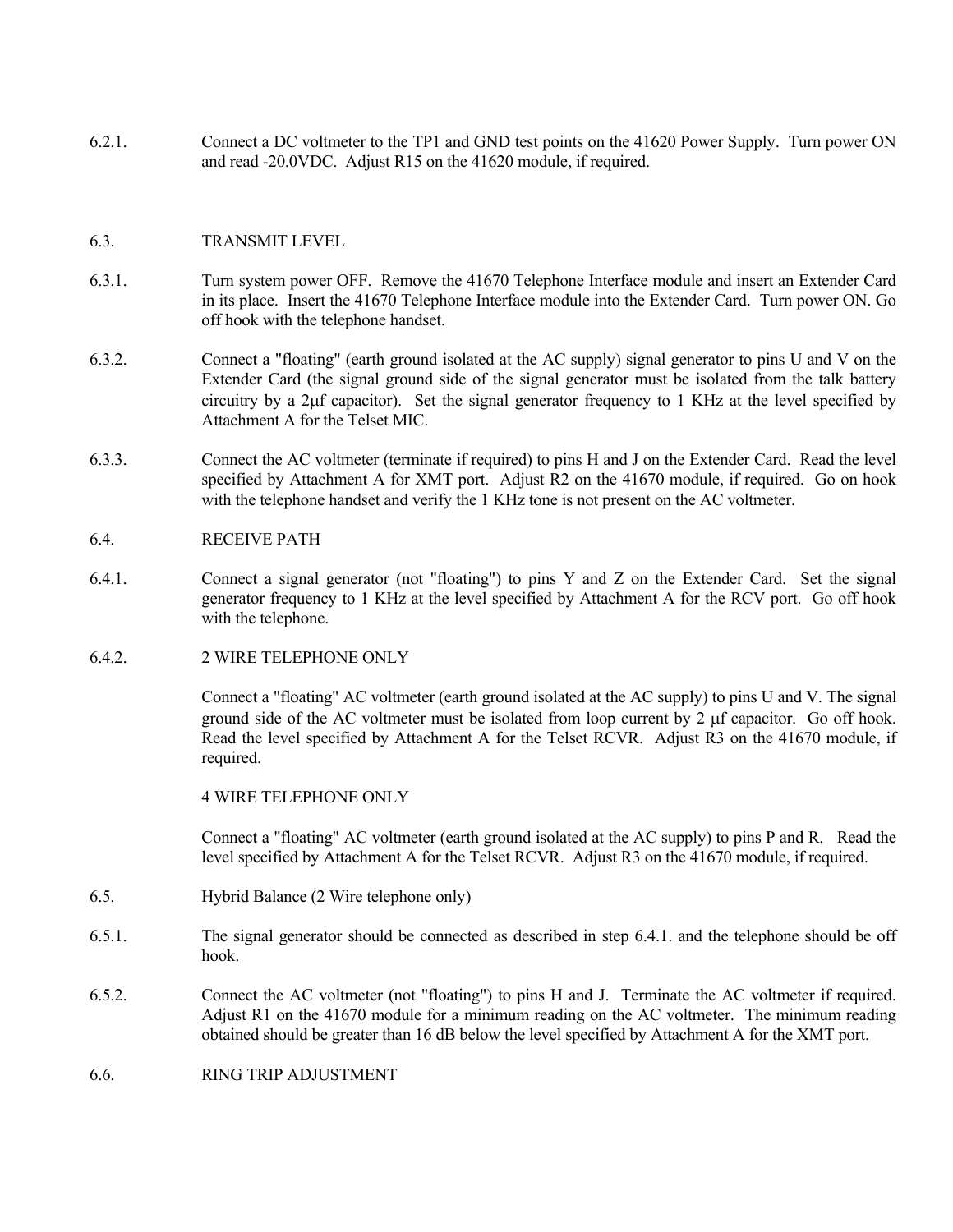6.2.1. Connect a DC voltmeter to the TP1 and GND test points on the 41620 Power Supply. Turn power ON and read -20.0VDC. Adjust R15 on the 41620 module, if required.

## 6.3. TRANSMIT LEVEL

6.3.1. Turn system power OFF. Remove the 41670 Telephone Interface module and insert an Extender Card in its place. Insert the 41670 Telephone Interface module into the Extender Card. Turn power ON. Go off hook with the telephone handset.

6.3.2. Connect a "floating" (earth ground isolated at the AC supply) signal generator to pins U and V on the Extender Card (the signal ground side of the signal generator must be isolated from the talk battery circuitry by a 2μf capacitor). Set the signal generator frequency to 1 KHz at the level specified by Attachment A for the Telset MIC.

6.3.3. Connect the AC voltmeter (terminate if required) to pins H and J on the Extender Card. Read the level specified by Attachment A for XMT port. Adjust R2 on the 41670 module, if required. Go on hook with the telephone handset and verify the 1 KHz tone is not present on the AC voltmeter.

## 6.4. RECEIVE PATH

6.4.1. Connect a signal generator (not "floating") to pins Y and Z on the Extender Card. Set the signal generator frequency to 1 KHz at the level specified by Attachment A for the RCV port. Go off hook with the telephone.

6.4.2. 2 WIRE TELEPHONE ONLY

Connect a "floating" AC voltmeter (earth ground isolated at the AC supply) to pins U and V. The signal ground side of the AC voltmeter must be isolated from loop current by 2 μf capacitor. Go off hook. Read the level specified by Attachment A for the Telset RCVR. Adjust R3 on the 41670 module, if required.

4 WIRE TELEPHONE ONLY

Connect a "floating" AC voltmeter (earth ground isolated at the AC supply) to pins P and R. Read the level specified by Attachment A for the Telset RCVR. Adjust R3 on the 41670 module, if required.

## 6.5. Hybrid Balance (2 Wire telephone only)

6.5.1. The signal generator should be connected as described in step 6.4.1. and the telephone should be off hook.

6.5.2. Connect the AC voltmeter (not "floating") to pins H and J. Terminate the AC voltmeter if required. Adjust R1 on the 41670 module for a minimum reading on the AC voltmeter. The minimum reading obtained should be greater than 16 dB below the level specified by Attachment A for the XMT port.

## 6.6. RING TRIP ADJUSTMENT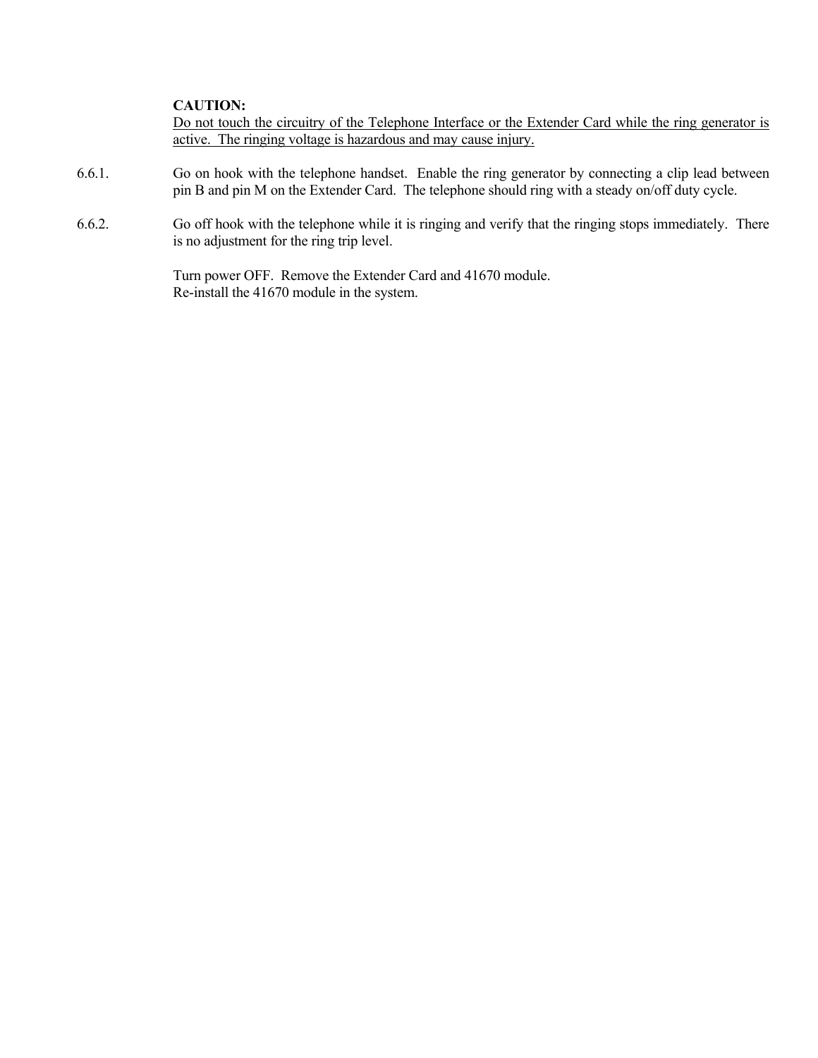**CAUTION:**
Do not touch the circuitry of the Telephone Interface or the Extender Card while the ring generator is active. The ringing voltage is hazardous and may cause injury.

6.6.1. Go on hook with the telephone handset. Enable the ring generator by connecting a clip lead between pin B and pin M on the Extender Card. The telephone should ring with a steady on/off duty cycle.

6.6.2. Go off hook with the telephone while it is ringing and verify that the ringing stops immediately. There is no adjustment for the ring trip level.

Turn power OFF. Remove the Extender Card and 41670 module.
Re-install the 41670 module in the system.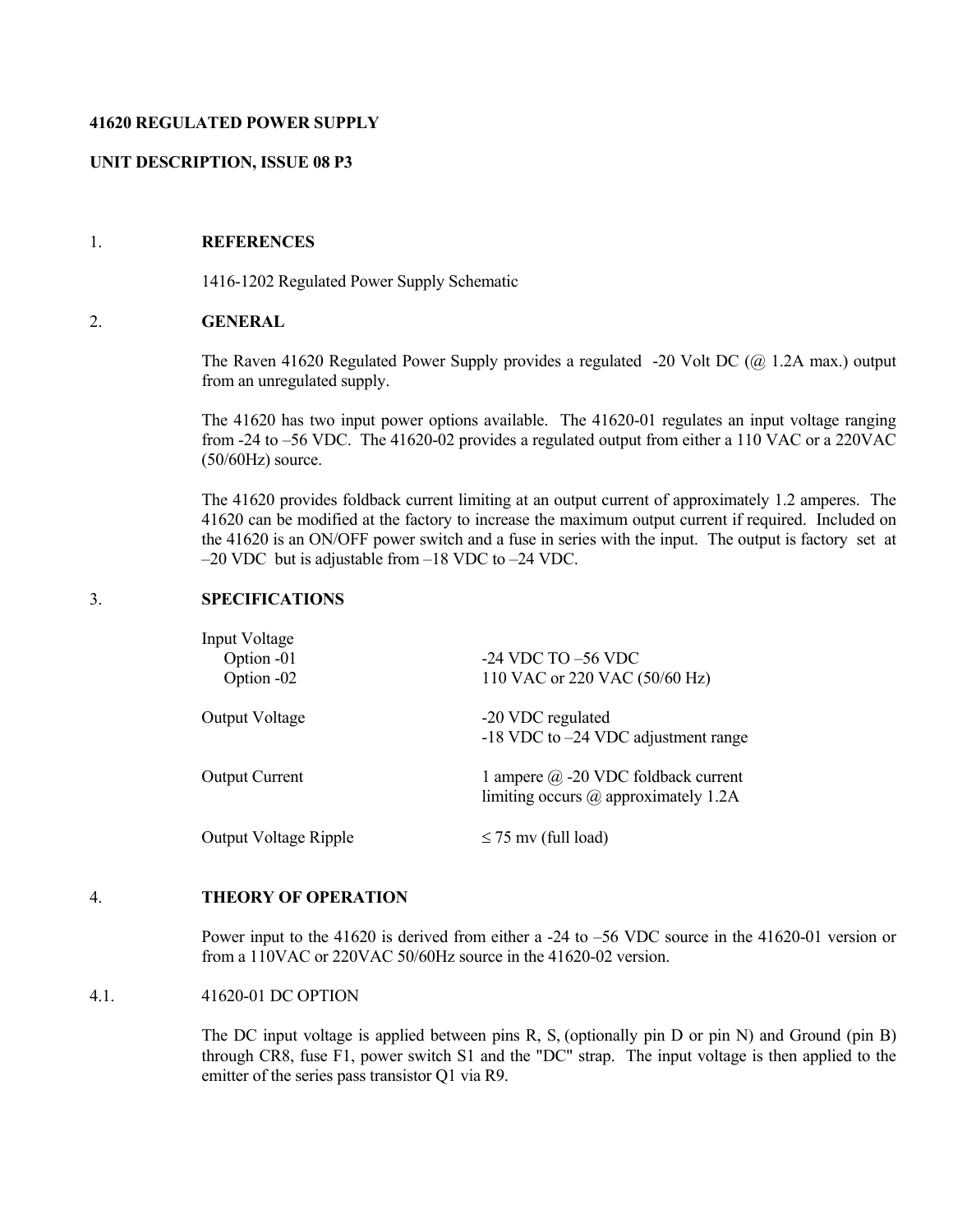**41620 REGULATED POWER SUPPLY**

**UNIT DESCRIPTION, ISSUE 08 P3**

## 1. REFERENCES

1416-1202 Regulated Power Supply Schematic

## 2. GENERAL

The Raven 41620 Regulated Power Supply provides a regulated -20 Volt DC (@ 1.2A max.) output from an unregulated supply.

The 41620 has two input power options available. The 41620-01 regulates an input voltage ranging from -24 to –56 VDC. The 41620-02 provides a regulated output from either a 110 VAC or a 220VAC (50/60Hz) source.

The 41620 provides foldback current limiting at an output current of approximately 1.2 amperes. The 41620 can be modified at the factory to increase the maximum output current if required. Included on the 41620 is an ON/OFF power switch and a fuse in series with the input. The output is factory set at –20 VDC but is adjustable from –18 VDC to –24 VDC.

## 3. SPECIFICATIONS

| | |
|---|---|
| Input Voltage | |
| Option -01 | -24 VDC TO –56 VDC |
| Option -02 | 110 VAC or 220 VAC (50/60 Hz) |
| Output Voltage | -20 VDC regulated<br>-18 VDC to –24 VDC adjustment range |
| Output Current | 1 ampere @ -20 VDC foldback current limiting occurs @ approximately 1.2A |
| Output Voltage Ripple | ≤ 75 mv (full load) |

## 4. THEORY OF OPERATION

Power input to the 41620 is derived from either a -24 to –56 VDC source in the 41620-01 version or from a 110VAC or 220VAC 50/60Hz source in the 41620-02 version.

### 4.1. 41620-01 DC OPTION

The DC input voltage is applied between pins R, S, (optionally pin D or pin N) and Ground (pin B) through CR8, fuse F1, power switch S1 and the "DC" strap. The input voltage is then applied to the emitter of the series pass transistor Q1 via R9.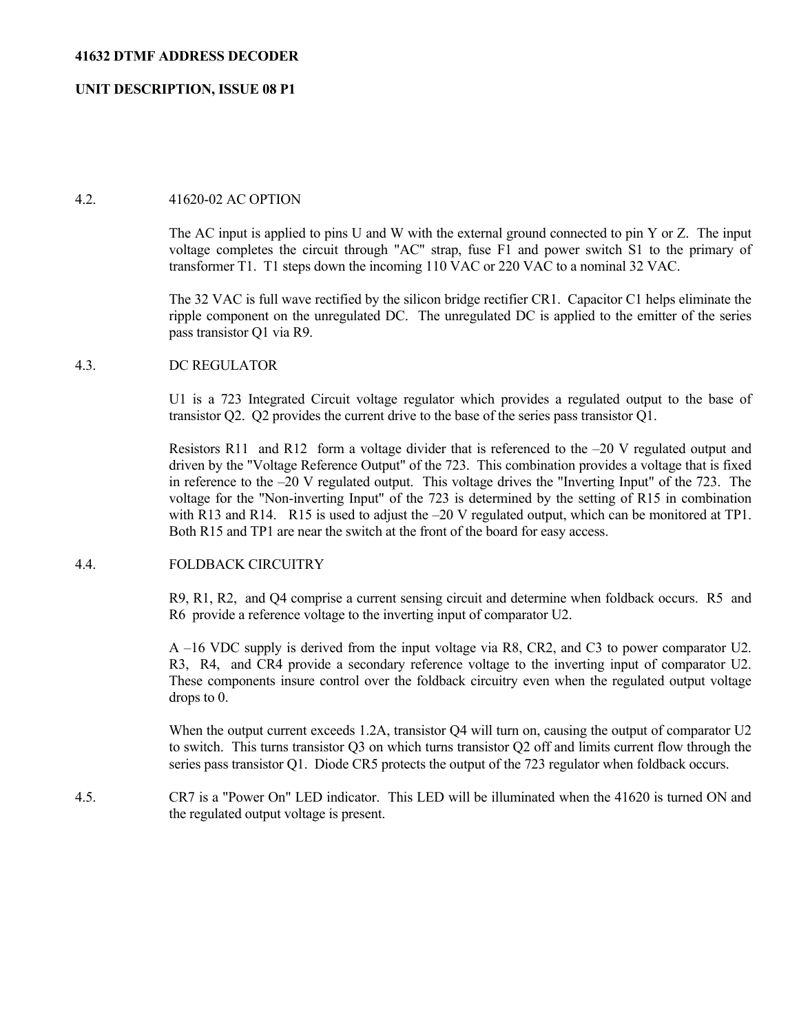### 4.2. 41620-02 AC OPTION

The AC input is applied to pins U and W with the external ground connected to pin Y or Z. The input voltage completes the circuit through "AC" strap, fuse F1 and power switch S1 to the primary of transformer T1. T1 steps down the incoming 110 VAC or 220 VAC to a nominal 32 VAC.

The 32 VAC is full wave rectified by the silicon bridge rectifier CR1. Capacitor C1 helps eliminate the ripple component on the unregulated DC. The unregulated DC is applied to the emitter of the series pass transistor Q1 via R9.

### 4.3. DC REGULATOR

U1 is a 723 Integrated Circuit voltage regulator which provides a regulated output to the base of transistor Q2. Q2 provides the current drive to the base of the series pass transistor Q1.

Resistors R11 and R12 form a voltage divider that is referenced to the –20 V regulated output and driven by the "Voltage Reference Output" of the 723. This combination provides a voltage that is fixed in reference to the –20 V regulated output. This voltage drives the "Inverting Input" of the 723. The voltage for the "Non-inverting Input" of the 723 is determined by the setting of R15 in combination with R13 and R14. R15 is used to adjust the –20 V regulated output, which can be monitored at TP1. Both R15 and TP1 are near the switch at the front of the board for easy access.

### 4.4. FOLDBACK CIRCUITRY

R9, R1, R2, and Q4 comprise a current sensing circuit and determine when foldback occurs. R5 and R6 provide a reference voltage to the inverting input of comparator U2.

A –16 VDC supply is derived from the input voltage via R8, CR2, and C3 to power comparator U2. R3, R4, and CR4 provide a secondary reference voltage to the inverting input of comparator U2. These components insure control over the foldback circuitry even when the regulated output voltage drops to 0.

When the output current exceeds 1.2A, transistor Q4 will turn on, causing the output of comparator U2 to switch. This turns transistor Q3 on which turns transistor Q2 off and limits current flow through the series pass transistor Q1. Diode CR5 protects the output of the 723 regulator when foldback occurs.

### 4.5.

CR7 is a "Power On" LED indicator. This LED will be illuminated when the 41620 is turned ON and the regulated output voltage is present.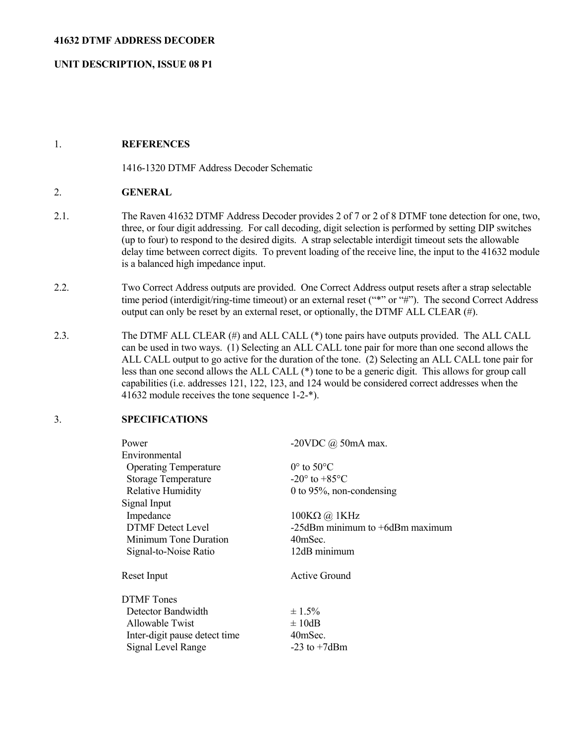**41632 DTMF ADDRESS DECODER**

**UNIT DESCRIPTION, ISSUE 08 P1**

## 1. REFERENCES

1416-1320 DTMF Address Decoder Schematic

## 2. GENERAL

2.1. The Raven 41632 DTMF Address Decoder provides 2 of 7 or 2 of 8 DTMF tone detection for one, two, three, or four digit addressing. For call decoding, digit selection is performed by setting DIP switches (up to four) to respond to the desired digits. A strap selectable interdigit timeout sets the allowable delay time between correct digits. To prevent loading of the receive line, the input to the 41632 module is a balanced high impedance input.

2.2. Two Correct Address outputs are provided. One Correct Address output resets after a strap selectable time period (interdigit/ring-time timeout) or an external reset ("*" or "#"). The second Correct Address output can only be reset by an external reset, or optionally, the DTMF ALL CLEAR (#).

2.3. The DTMF ALL CLEAR (#) and ALL CALL (*) tone pairs have outputs provided. The ALL CALL can be used in two ways. (1) Selecting an ALL CALL tone pair for more than one second allows the ALL CALL output to go active for the duration of the tone. (2) Selecting an ALL CALL tone pair for less than one second allows the ALL CALL (*) tone to be a generic digit. This allows for group call capabilities (i.e. addresses 121, 122, 123, and 124 would be considered correct addresses when the 41632 module receives the tone sequence 1-2-*).

## 3. SPECIFICATIONS

| | |
|---|---|
| Power | -20VDC @ 50mA max. |
| Environmental | |
| Operating Temperature | 0° to 50°C |
| Storage Temperature | -20° to +85°C |
| Relative Humidity | 0 to 95%, non-condensing |
| Signal Input | |
| Impedance | 100KΩ @ 1KHz |
| DTMF Detect Level | -25dBm minimum to +6dBm maximum |
| Minimum Tone Duration | 40mSec. |
| Signal-to-Noise Ratio | 12dB minimum |
| Reset Input | Active Ground |
| DTMF Tones | |
| Detector Bandwidth | ± 1.5% |
| Allowable Twist | ± 10dB |
| Inter-digit pause detect time | 40mSec. |
| Signal Level Range | -23 to +7dBm |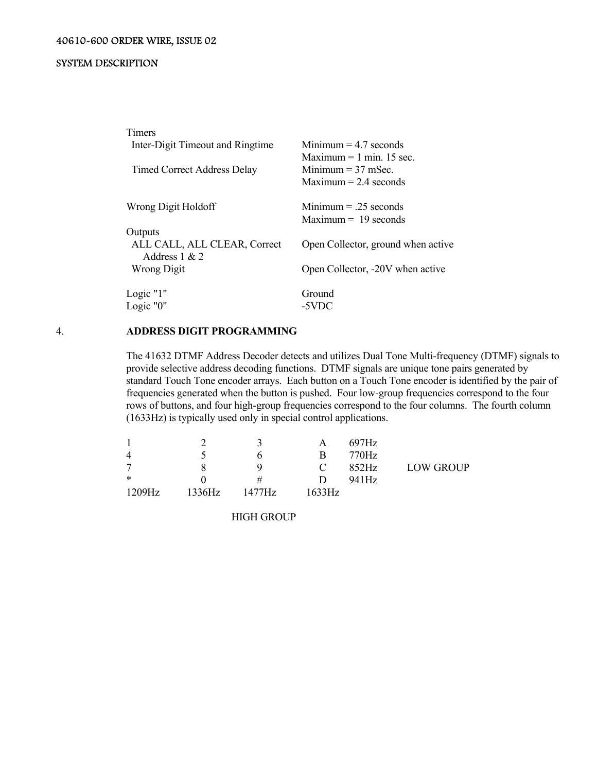| | |
|---|---|
| Timers | |
| Inter-Digit Timeout and Ringtime | Minimum = 4.7 seconds<br>Maximum = 1 min. 15 sec. |
| Timed Correct Address Delay | Minimum = 37 mSec.<br>Maximum = 2.4 seconds |
| Wrong Digit Holdoff | Minimum = .25 seconds<br>Maximum = 19 seconds |
| Outputs | |
| ALL CALL, ALL CLEAR, Correct Address 1 & 2 | Open Collector, ground when active |
| Wrong Digit | Open Collector, -20V when active |
| Logic "1" | Ground |
| Logic "0" | -5VDC |

## 4. ADDRESS DIGIT PROGRAMMING

The 41632 DTMF Address Decoder detects and utilizes Dual Tone Multi-frequency (DTMF) signals to provide selective address decoding functions. DTMF signals are unique tone pairs generated by standard Touch Tone encoder arrays. Each button on a Touch Tone encoder is identified by the pair of frequencies generated when the button is pushed. Four low-group frequencies correspond to the four rows of buttons, and four high-group frequencies correspond to the four columns. The fourth column (1633Hz) is typically used only in special control applications.

| | | | | | |
|---|---|---|---|---|---|
| 1 | 2 | 3 | A | 697Hz | |
| 4 | 5 | 6 | B | 770Hz | |
| 7 | 8 | 9 | C | 852Hz | LOW GROUP |
| * | 0 | # | D | 941Hz | |
| 1209Hz | 1336Hz | 1477Hz | 1633Hz | | |

HIGH GROUP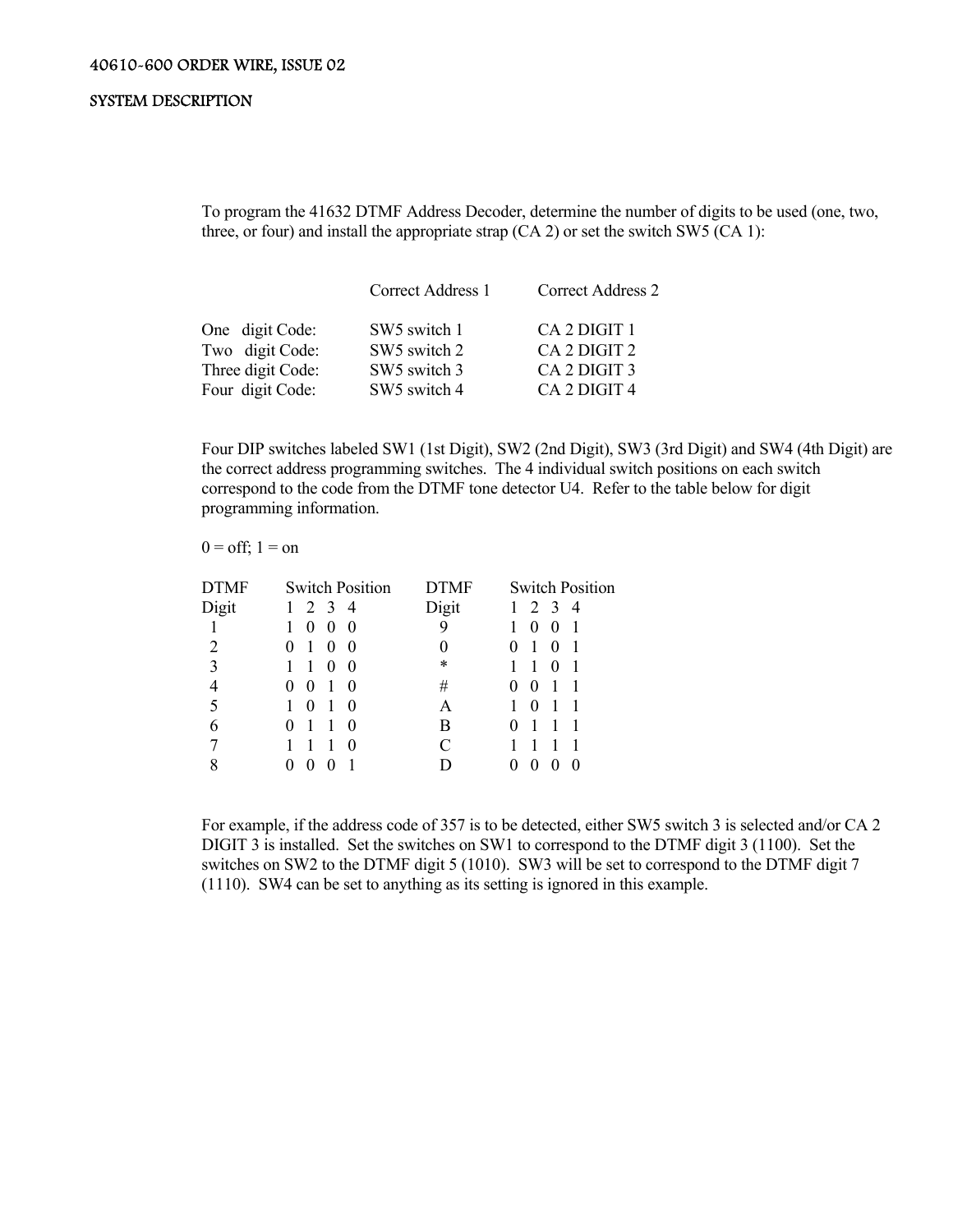To program the 41632 DTMF Address Decoder, determine the number of digits to be used (one, two, three, or four) and install the appropriate strap (CA 2) or set the switch SW5 (CA 1):

| | Correct Address 1 | Correct Address 2 |
|---|---|---|
| One digit Code: | SW5 switch 1 | CA 2 DIGIT 1 |
| Two digit Code: | SW5 switch 2 | CA 2 DIGIT 2 |
| Three digit Code: | SW5 switch 3 | CA 2 DIGIT 3 |
| Four digit Code: | SW5 switch 4 | CA 2 DIGIT 4 |

Four DIP switches labeled SW1 (1st Digit), SW2 (2nd Digit), SW3 (3rd Digit) and SW4 (4th Digit) are the correct address programming switches. The 4 individual switch positions on each switch correspond to the code from the DTMF tone detector U4. Refer to the table below for digit programming information.

0 = off; 1 = on

| DTMF Digit | Switch Position 1 2 3 4 | DTMF Digit | Switch Position 1 2 3 4 |
|---|---|---|---|
| 1 | 1 0 0 0 | 9 | 1 0 0 1 |
| 2 | 0 1 0 0 | 0 | 0 1 0 1 |
| 3 | 1 1 0 0 | * | 1 1 0 1 |
| 4 | 0 0 1 0 | # | 0 0 1 1 |
| 5 | 1 0 1 0 | A | 1 0 1 1 |
| 6 | 0 1 1 0 | B | 0 1 1 1 |
| 7 | 1 1 1 0 | C | 1 1 1 1 |
| 8 | 0 0 0 1 | D | 0 0 0 0 |

For example, if the address code of 357 is to be detected, either SW5 switch 3 is selected and/or CA 2 DIGIT 3 is installed. Set the switches on SW1 to correspond to the DTMF digit 3 (1100). Set the switches on SW2 to the DTMF digit 5 (1010). SW3 will be set to correspond to the DTMF digit 7 (1110). SW4 can be set to anything as its setting is ignored in this example.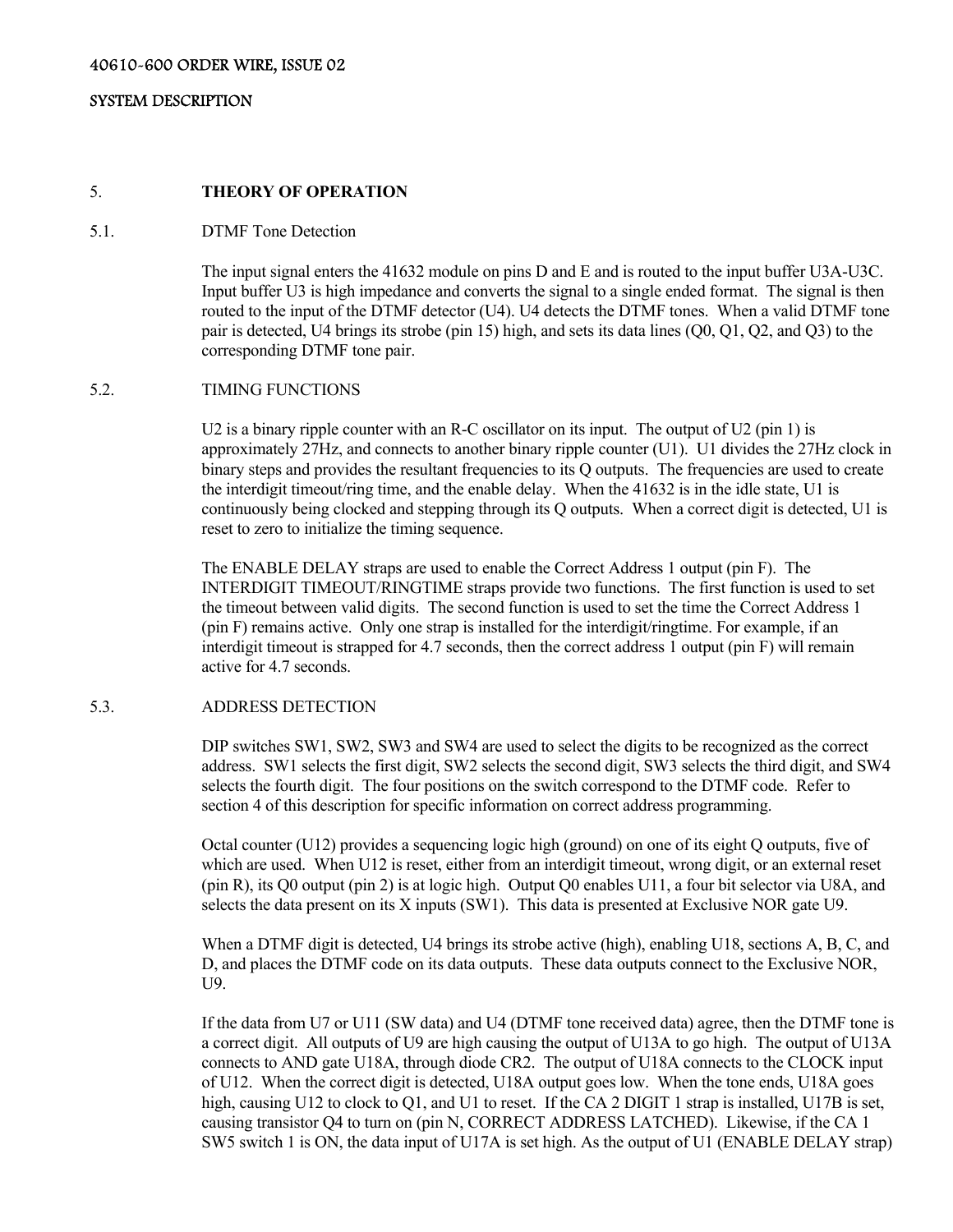## 5. THEORY OF OPERATION

### 5.1. DTMF Tone Detection

The input signal enters the 41632 module on pins D and E and is routed to the input buffer U3A-U3C. Input buffer U3 is high impedance and converts the signal to a single ended format. The signal is then routed to the input of the DTMF detector (U4). U4 detects the DTMF tones. When a valid DTMF tone pair is detected, U4 brings its strobe (pin 15) high, and sets its data lines (Q0, Q1, Q2, and Q3) to the corresponding DTMF tone pair.

### 5.2. TIMING FUNCTIONS

U2 is a binary ripple counter with an R-C oscillator on its input. The output of U2 (pin 1) is approximately 27Hz, and connects to another binary ripple counter (U1). U1 divides the 27Hz clock in binary steps and provides the resultant frequencies to its Q outputs. The frequencies are used to create the interdigit timeout/ring time, and the enable delay. When the 41632 is in the idle state, U1 is continuously being clocked and stepping through its Q outputs. When a correct digit is detected, U1 is reset to zero to initialize the timing sequence.

The ENABLE DELAY straps are used to enable the Correct Address 1 output (pin F). The INTERDIGIT TIMEOUT/RINGTIME straps provide two functions. The first function is used to set the timeout between valid digits. The second function is used to set the time the Correct Address 1 (pin F) remains active. Only one strap is installed for the interdigit/ringtime. For example, if an interdigit timeout is strapped for 4.7 seconds, then the correct address 1 output (pin F) will remain active for 4.7 seconds.

### 5.3. ADDRESS DETECTION

DIP switches SW1, SW2, SW3 and SW4 are used to select the digits to be recognized as the correct address. SW1 selects the first digit, SW2 selects the second digit, SW3 selects the third digit, and SW4 selects the fourth digit. The four positions on the switch correspond to the DTMF code. Refer to section 4 of this description for specific information on correct address programming.

Octal counter (U12) provides a sequencing logic high (ground) on one of its eight Q outputs, five of which are used. When U12 is reset, either from an interdigit timeout, wrong digit, or an external reset (pin R), its Q0 output (pin 2) is at logic high. Output Q0 enables U11, a four bit selector via U8A, and selects the data present on its X inputs (SW1). This data is presented at Exclusive NOR gate U9.

When a DTMF digit is detected, U4 brings its strobe active (high), enabling U18, sections A, B, C, and D, and places the DTMF code on its data outputs. These data outputs connect to the Exclusive NOR, U9.

If the data from U7 or U11 (SW data) and U4 (DTMF tone received data) agree, then the DTMF tone is a correct digit. All outputs of U9 are high causing the output of U13A to go high. The output of U13A connects to AND gate U18A, through diode CR2. The output of U18A connects to the CLOCK input of U12. When the correct digit is detected, U18A output goes low. When the tone ends, U18A goes high, causing U12 to clock to Q1, and U1 to reset. If the CA 2 DIGIT 1 strap is installed, U17B is set, causing transistor Q4 to turn on (pin N, CORRECT ADDRESS LATCHED). Likewise, if the CA 1 SW5 switch 1 is ON, the data input of U17A is set high. As the output of U1 (ENABLE DELAY strap)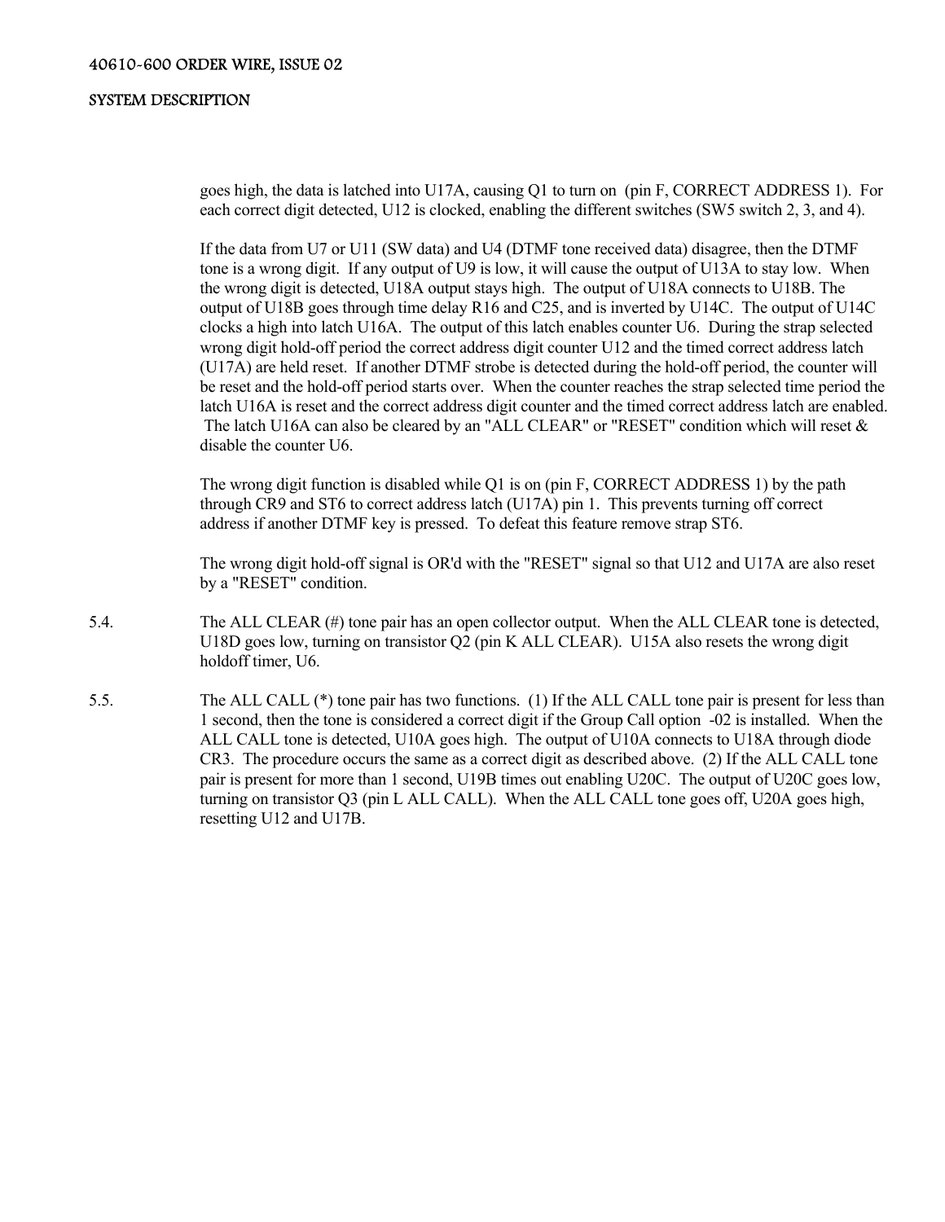goes high, the data is latched into U17A, causing Q1 to turn on (pin F, CORRECT ADDRESS 1). For each correct digit detected, U12 is clocked, enabling the different switches (SW5 switch 2, 3, and 4).

If the data from U7 or U11 (SW data) and U4 (DTMF tone received data) disagree, then the DTMF tone is a wrong digit. If any output of U9 is low, it will cause the output of U13A to stay low. When the wrong digit is detected, U18A output stays high. The output of U18A connects to U18B. The output of U18B goes through time delay R16 and C25, and is inverted by U14C. The output of U14C clocks a high into latch U16A. The output of this latch enables counter U6. During the strap selected wrong digit hold-off period the correct address digit counter U12 and the timed correct address latch (U17A) are held reset. If another DTMF strobe is detected during the hold-off period, the counter will be reset and the hold-off period starts over. When the counter reaches the strap selected time period the latch U16A is reset and the correct address digit counter and the timed correct address latch are enabled. The latch U16A can also be cleared by an "ALL CLEAR" or "RESET" condition which will reset & disable the counter U6.

The wrong digit function is disabled while Q1 is on (pin F, CORRECT ADDRESS 1) by the path through CR9 and ST6 to correct address latch (U17A) pin 1. This prevents turning off correct address if another DTMF key is pressed. To defeat this feature remove strap ST6.

The wrong digit hold-off signal is OR'd with the "RESET" signal so that U12 and U17A are also reset by a "RESET" condition.

5.4. The ALL CLEAR (#) tone pair has an open collector output. When the ALL CLEAR tone is detected, U18D goes low, turning on transistor Q2 (pin K ALL CLEAR). U15A also resets the wrong digit holdoff timer, U6.

5.5. The ALL CALL (*) tone pair has two functions. (1) If the ALL CALL tone pair is present for less than 1 second, then the tone is considered a correct digit if the Group Call option -02 is installed. When the ALL CALL tone is detected, U10A goes high. The output of U10A connects to U18A through diode CR3. The procedure occurs the same as a correct digit as described above. (2) If the ALL CALL tone pair is present for more than 1 second, U19B times out enabling U20C. The output of U20C goes low, turning on transistor Q3 (pin L ALL CALL). When the ALL CALL tone goes off, U20A goes high, resetting U12 and U17B.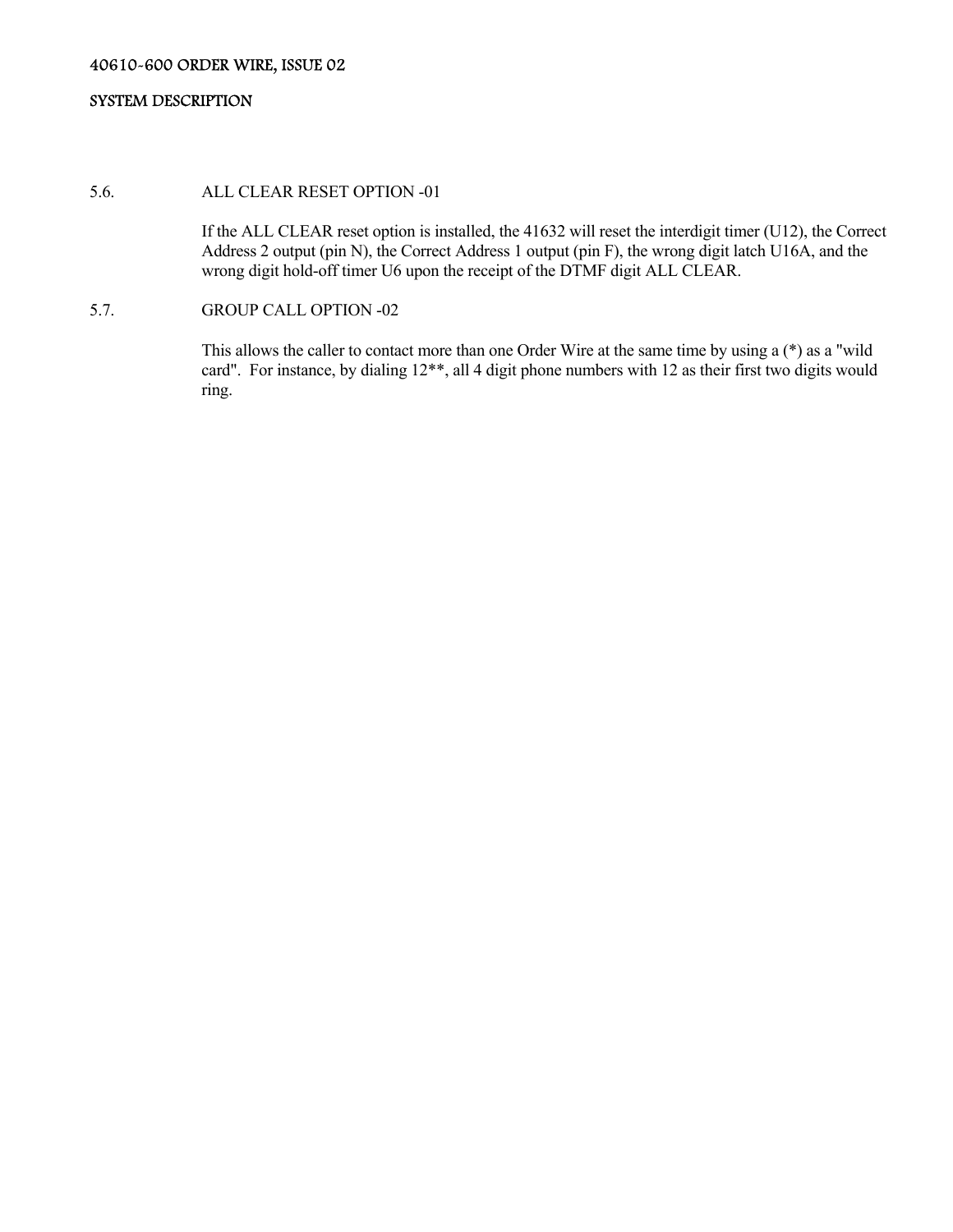### 5.6. ALL CLEAR RESET OPTION -01

If the ALL CLEAR reset option is installed, the 41632 will reset the interdigit timer (U12), the Correct Address 2 output (pin N), the Correct Address 1 output (pin F), the wrong digit latch U16A, and the wrong digit hold-off timer U6 upon the receipt of the DTMF digit ALL CLEAR.

### 5.7. GROUP CALL OPTION -02

This allows the caller to contact more than one Order Wire at the same time by using a (*) as a "wild card". For instance, by dialing 12**, all 4 digit phone numbers with 12 as their first two digits would ring.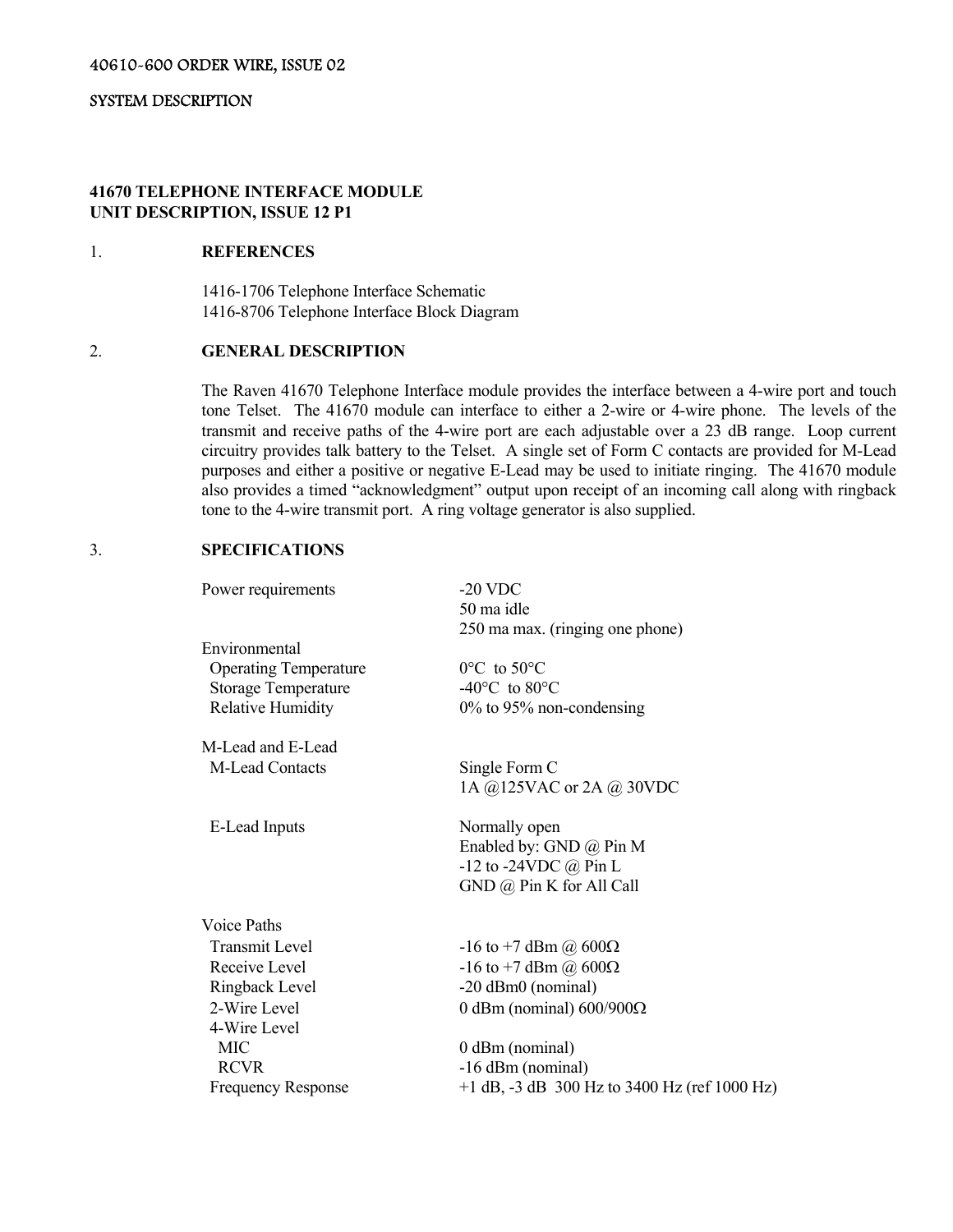40610-600 ORDER WIRE, ISSUE 02

SYSTEM DESCRIPTION

**41670 TELEPHONE INTERFACE MODULE**
**UNIT DESCRIPTION, ISSUE 12 P1**

## 1. REFERENCES

1416-1706 Telephone Interface Schematic
1416-8706 Telephone Interface Block Diagram

## 2. GENERAL DESCRIPTION

The Raven 41670 Telephone Interface module provides the interface between a 4-wire port and touch tone Telset. The 41670 module can interface to either a 2-wire or 4-wire phone. The levels of the transmit and receive paths of the 4-wire port are each adjustable over a 23 dB range. Loop current circuitry provides talk battery to the Telset. A single set of Form C contacts are provided for M-Lead purposes and either a positive or negative E-Lead may be used to initiate ringing. The 41670 module also provides a timed "acknowledgment" output upon receipt of an incoming call along with ringback tone to the 4-wire transmit port. A ring voltage generator is also supplied.

## 3. SPECIFICATIONS

| | |
|---|---|
| Power requirements | -20 VDC<br>50 ma idle<br>250 ma max. (ringing one phone) |
| Environmental | |
| Operating Temperature | 0°C to 50°C |
| Storage Temperature | -40°C to 80°C |
| Relative Humidity | 0% to 95% non-condensing |
| M-Lead and E-Lead | |
| M-Lead Contacts | Single Form C<br>1A @125VAC or 2A @ 30VDC |
| E-Lead Inputs | Normally open<br>Enabled by: GND @ Pin M<br>-12 to -24VDC @ Pin L<br>GND @ Pin K for All Call |
| Voice Paths | |
| Transmit Level | -16 to +7 dBm @ 600Ω |
| Receive Level | -16 to +7 dBm @ 600Ω |
| Ringback Level | -20 dBm0 (nominal) |
| 2-Wire Level | 0 dBm (nominal) 600/900Ω |
| 4-Wire Level | |
| MIC | 0 dBm (nominal) |
| RCVR | -16 dBm (nominal) |
| Frequency Response | +1 dB, -3 dB 300 Hz to 3400 Hz (ref 1000 Hz) |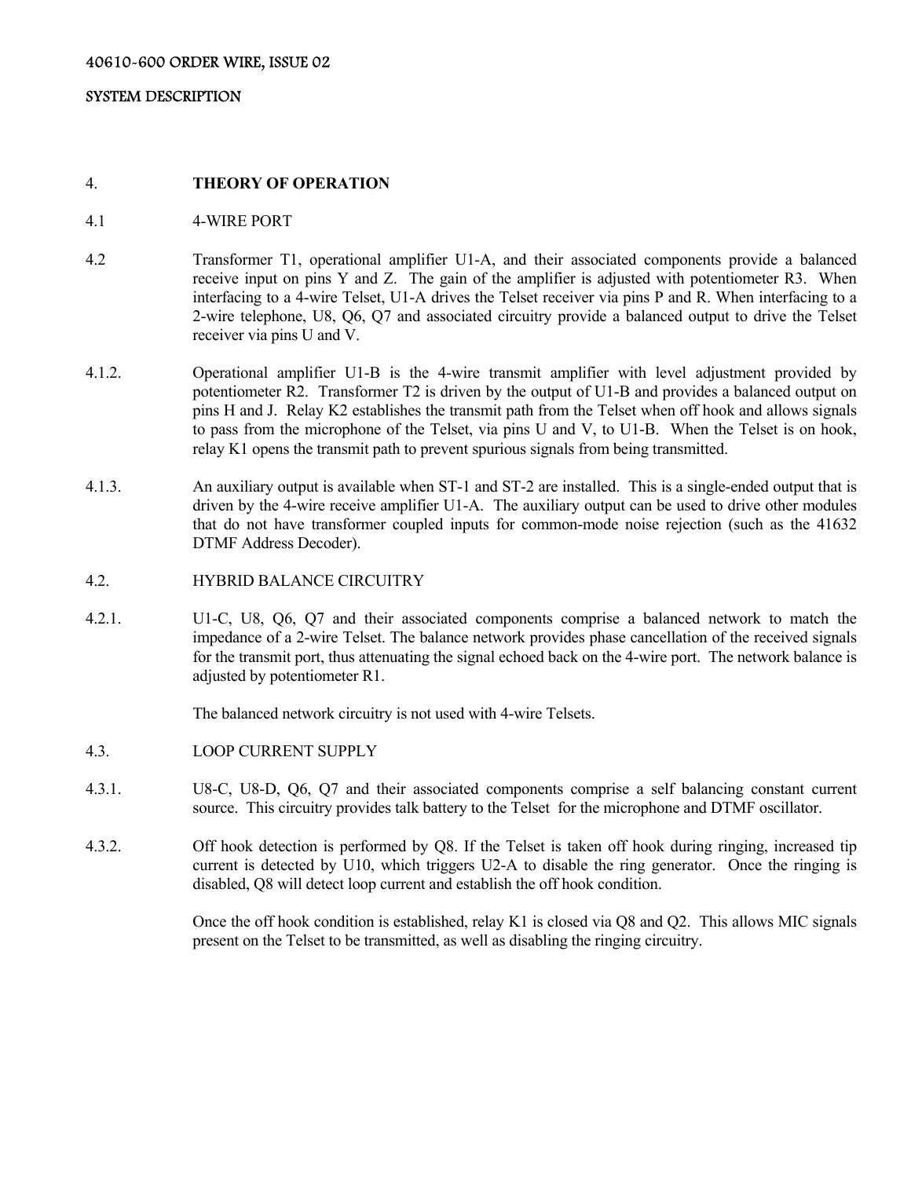# 4. THEORY OF OPERATION

## 4.1 4-WIRE PORT

4.2 Transformer T1, operational amplifier U1-A, and their associated components provide a balanced receive input on pins Y and Z. The gain of the amplifier is adjusted with potentiometer R3. When interfacing to a 4-wire Telset, U1-A drives the Telset receiver via pins P and R. When interfacing to a 2-wire telephone, U8, Q6, Q7 and associated circuitry provide a balanced output to drive the Telset receiver via pins U and V.

4.1.2. Operational amplifier U1-B is the 4-wire transmit amplifier with level adjustment provided by potentiometer R2. Transformer T2 is driven by the output of U1-B and provides a balanced output on pins H and J. Relay K2 establishes the transmit path from the Telset when off hook and allows signals to pass from the microphone of the Telset, via pins U and V, to U1-B. When the Telset is on hook, relay K1 opens the transmit path to prevent spurious signals from being transmitted.

4.1.3. An auxiliary output is available when ST-1 and ST-2 are installed. This is a single-ended output that is driven by the 4-wire receive amplifier U1-A. The auxiliary output can be used to drive other modules that do not have transformer coupled inputs for common-mode noise rejection (such as the 41632 DTMF Address Decoder).

## 4.2. HYBRID BALANCE CIRCUITRY

4.2.1. U1-C, U8, Q6, Q7 and their associated components comprise a balanced network to match the impedance of a 2-wire Telset. The balance network provides phase cancellation of the received signals for the transmit port, thus attenuating the signal echoed back on the 4-wire port. The network balance is adjusted by potentiometer R1.

The balanced network circuitry is not used with 4-wire Telsets.

## 4.3. LOOP CURRENT SUPPLY

4.3.1. U8-C, U8-D, Q6, Q7 and their associated components comprise a self balancing constant current source. This circuitry provides talk battery to the Telset for the microphone and DTMF oscillator.

4.3.2. Off hook detection is performed by Q8. If the Telset is taken off hook during ringing, increased tip current is detected by U10, which triggers U2-A to disable the ring generator. Once the ringing is disabled, Q8 will detect loop current and establish the off hook condition.

Once the off hook condition is established, relay K1 is closed via Q8 and Q2. This allows MIC signals present on the Telset to be transmitted, as well as disabling the ringing circuitry.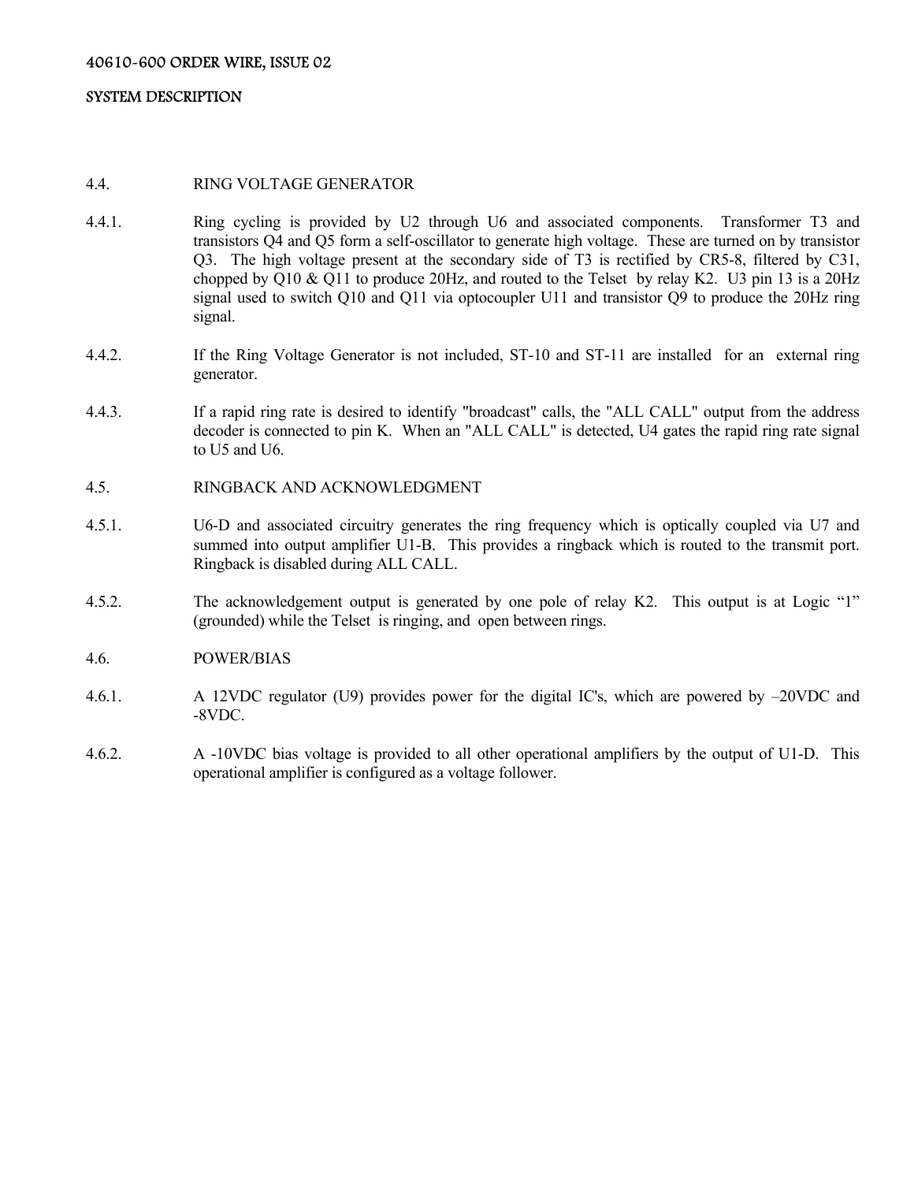## 4.4. RING VOLTAGE GENERATOR

4.4.1. Ring cycling is provided by U2 through U6 and associated components. Transformer T3 and transistors Q4 and Q5 form a self-oscillator to generate high voltage. These are turned on by transistor Q3. The high voltage present at the secondary side of T3 is rectified by CR5-8, filtered by C31, chopped by Q10 & Q11 to produce 20Hz, and routed to the Telset by relay K2. U3 pin 13 is a 20Hz signal used to switch Q10 and Q11 via optocoupler U11 and transistor Q9 to produce the 20Hz ring signal.

4.4.2. If the Ring Voltage Generator is not included, ST-10 and ST-11 are installed for an external ring generator.

4.4.3. If a rapid ring rate is desired to identify "broadcast" calls, the "ALL CALL" output from the address decoder is connected to pin K. When an "ALL CALL" is detected, U4 gates the rapid ring rate signal to U5 and U6.

## 4.5. RINGBACK AND ACKNOWLEDGMENT

4.5.1. U6-D and associated circuitry generates the ring frequency which is optically coupled via U7 and summed into output amplifier U1-B. This provides a ringback which is routed to the transmit port. Ringback is disabled during ALL CALL.

4.5.2. The acknowledgement output is generated by one pole of relay K2. This output is at Logic "1" (grounded) while the Telset is ringing, and open between rings.

## 4.6. POWER/BIAS

4.6.1. A 12VDC regulator (U9) provides power for the digital IC's, which are powered by –20VDC and -8VDC.

4.6.2. A -10VDC bias voltage is provided to all other operational amplifiers by the output of U1-D. This operational amplifier is configured as a voltage follower.